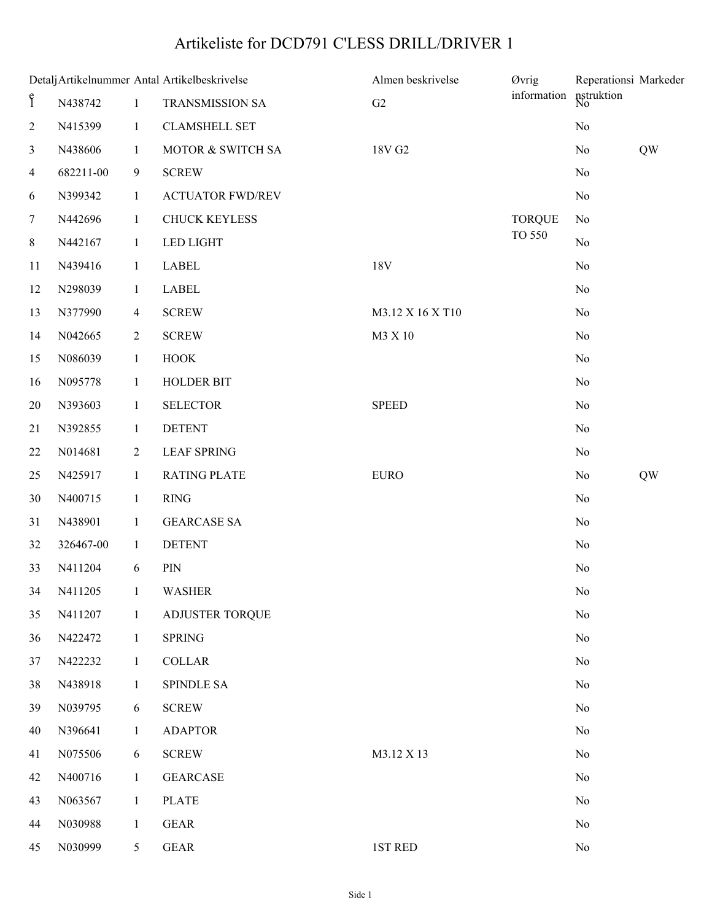# Artikeliste for DCD791 C'LESS DRILL/DRIVER 1

| Detalje | Artikelnummer | Antal | Artikelbeskrivelse | Almen beskrivelse | Øvrig information | Reparationsinstruktion | Markeder |
|---|---|---|---|---|---|---|---|
| 1 | N438742 | 1 | TRANSMISSION SA | G2 | | No | |
| 2 | N415399 | 1 | CLAMSHELL SET | | | No | |
| 3 | N438606 | 1 | MOTOR & SWITCH SA | 18V G2 | | No | QW |
| 4 | 682211-00 | 9 | SCREW | | | No | |
| 6 | N399342 | 1 | ACTUATOR FWD/REV | | | No | |
| 7 | N442696 | 1 | CHUCK KEYLESS | | TORQUE TO 550 | No | |
| 8 | N442167 | 1 | LED LIGHT | | | No | |
| 11 | N439416 | 1 | LABEL | 18V | | No | |
| 12 | N298039 | 1 | LABEL | | | No | |
| 13 | N377990 | 4 | SCREW | M3.12 X 16 X T10 | | No | |
| 14 | N042665 | 2 | SCREW | M3 X 10 | | No | |
| 15 | N086039 | 1 | HOOK | | | No | |
| 16 | N095778 | 1 | HOLDER BIT | | | No | |
| 20 | N393603 | 1 | SELECTOR | SPEED | | No | |
| 21 | N392855 | 1 | DETENT | | | No | |
| 22 | N014681 | 2 | LEAF SPRING | | | No | |
| 25 | N425917 | 1 | RATING PLATE | EURO | | No | QW |
| 30 | N400715 | 1 | RING | | | No | |
| 31 | N438901 | 1 | GEARCASE SA | | | No | |
| 32 | 326467-00 | 1 | DETENT | | | No | |
| 33 | N411204 | 6 | PIN | | | No | |
| 34 | N411205 | 1 | WASHER | | | No | |
| 35 | N411207 | 1 | ADJUSTER TORQUE | | | No | |
| 36 | N422472 | 1 | SPRING | | | No | |
| 37 | N422232 | 1 | COLLAR | | | No | |
| 38 | N438918 | 1 | SPINDLE SA | | | No | |
| 39 | N039795 | 6 | SCREW | | | No | |
| 40 | N396641 | 1 | ADAPTOR | | | No | |
| 41 | N075506 | 6 | SCREW | M3.12 X 13 | | No | |
| 42 | N400716 | 1 | GEARCASE | | | No | |
| 43 | N063567 | 1 | PLATE | | | No | |
| 44 | N030988 | 1 | GEAR | | | No | |
| 45 | N030999 | 5 | GEAR | 1ST RED | | No | |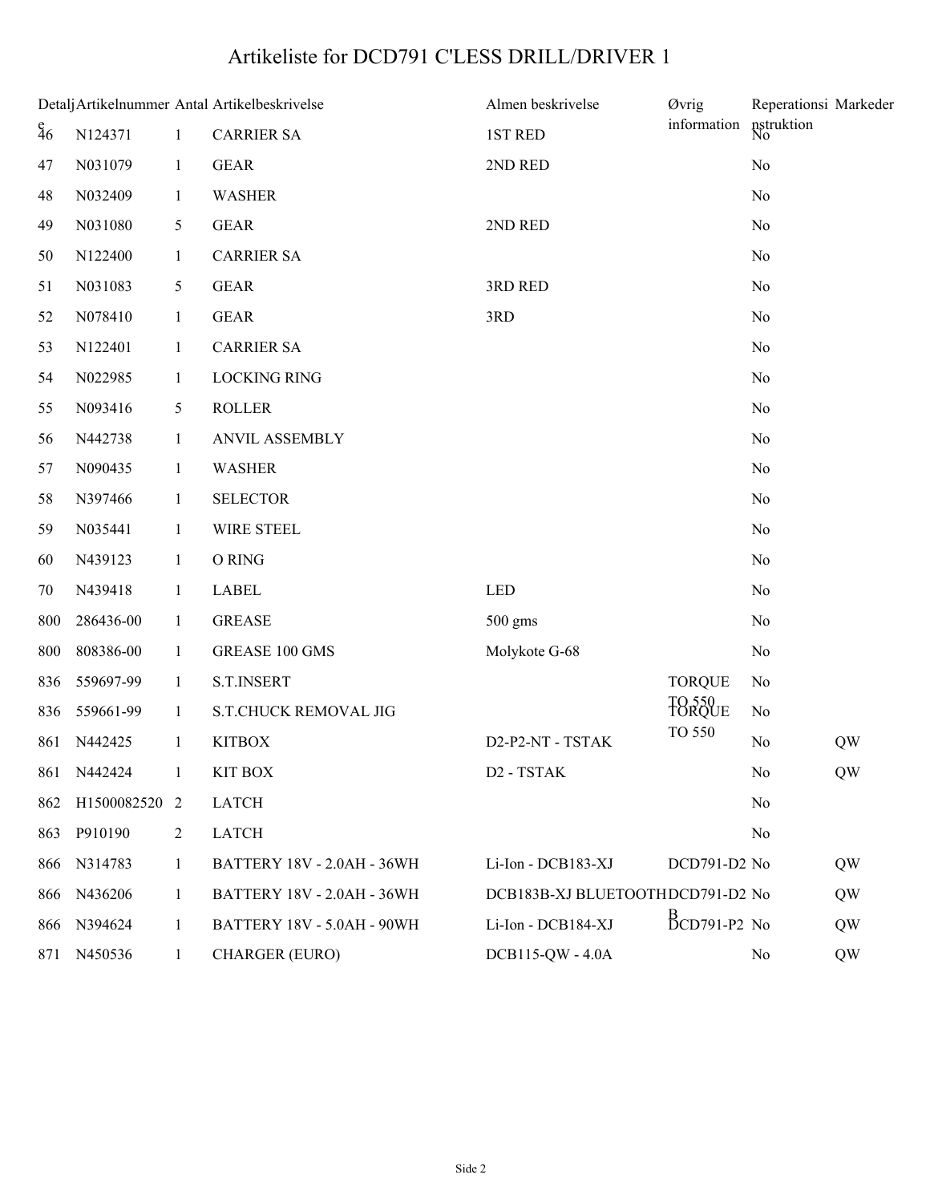# Artikeliste for DCD791 C'LESS DRILL/DRIVER 1

| Detalje | Artikelnummer | Antal | Artikelbeskrivelse | Almen beskrivelse | Øvrig information | Reperationsinstruktion | Markeder |
|---|---|---|---|---|---|---|---|
| 46 | N124371 | 1 | CARRIER SA | 1ST RED | | No | |
| 47 | N031079 | 1 | GEAR | 2ND RED | | No | |
| 48 | N032409 | 1 | WASHER | | | No | |
| 49 | N031080 | 5 | GEAR | 2ND RED | | No | |
| 50 | N122400 | 1 | CARRIER SA | | | No | |
| 51 | N031083 | 5 | GEAR | 3RD RED | | No | |
| 52 | N078410 | 1 | GEAR | 3RD | | No | |
| 53 | N122401 | 1 | CARRIER SA | | | No | |
| 54 | N022985 | 1 | LOCKING RING | | | No | |
| 55 | N093416 | 5 | ROLLER | | | No | |
| 56 | N442738 | 1 | ANVIL ASSEMBLY | | | No | |
| 57 | N090435 | 1 | WASHER | | | No | |
| 58 | N397466 | 1 | SELECTOR | | | No | |
| 59 | N035441 | 1 | WIRE STEEL | | | No | |
| 60 | N439123 | 1 | O RING | | | No | |
| 70 | N439418 | 1 | LABEL | LED | | No | |
| 800 | 286436-00 | 1 | GREASE | 500 gms | | No | |
| 800 | 808386-00 | 1 | GREASE 100 GMS | Molykote G-68 | | No | |
| 836 | 559697-99 | 1 | S.T.INSERT | | TORQUE TO 550 | No | |
| 836 | 559661-99 | 1 | S.T.CHUCK REMOVAL JIG | | TORQUE TO 550 | No | |
| 861 | N442425 | 1 | KITBOX | D2-P2-NT - TSTAK | | No | QW |
| 861 | N442424 | 1 | KIT BOX | D2 - TSTAK | | No | QW |
| 862 | H1500082520 | 2 | LATCH | | | No | |
| 863 | P910190 | 2 | LATCH | | | No | |
| 866 | N314783 | 1 | BATTERY 18V - 2.0AH - 36WH | Li-Ion - DCB183-XJ | DCD791-D2 | No | QW |
| 866 | N436206 | 1 | BATTERY 18V - 2.0AH - 36WH | DCB183B-XJ BLUETOOTH | DCD791-D2 B | No | QW |
| 866 | N394624 | 1 | BATTERY 18V - 5.0AH - 90WH | Li-Ion - DCB184-XJ | DCD791-P2 | No | QW |
| 871 | N450536 | 1 | CHARGER (EURO) | DCB115-QW - 4.0A | | No | QW |